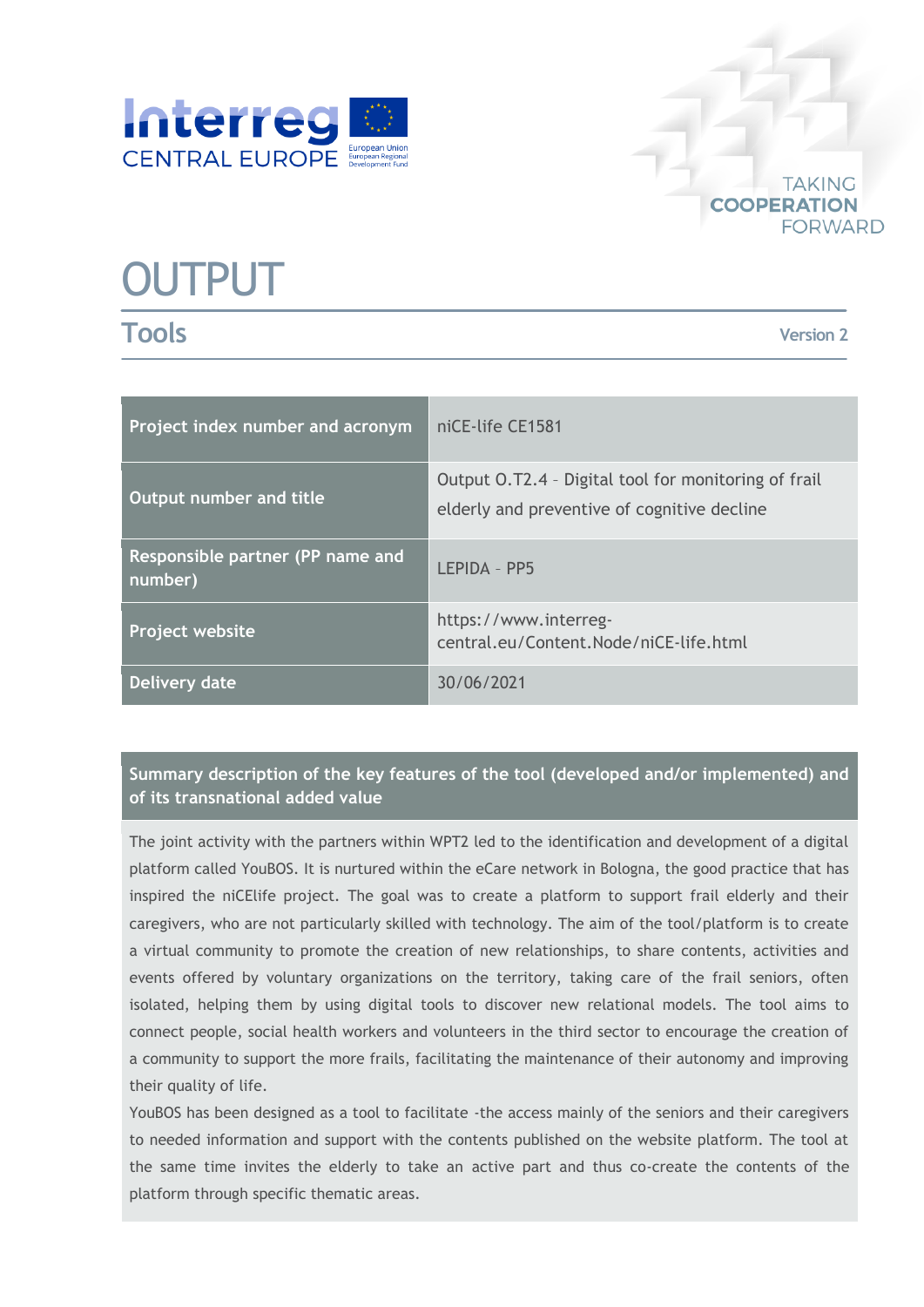Interreg CENTRAL EUROPE

European Union
European Regional Development Fund

TAKING COOPERATION FORWARD

# OUTPUT

## Tools

Version 2

| Project index number and acronym | niCE-life CE1581 |
|---|---|
| Output number and title | Output O.T2.4 – Digital tool for monitoring of frail elderly and preventive of cognitive decline |
| Responsible partner (PP name and number) | LEPIDA – PP5 |
| Project website | https://www.interreg-central.eu/Content.Node/niCE-life.html |
| Delivery date | 30/06/2021 |

### Summary description of the key features of the tool (developed and/or implemented) and of its transnational added value

The joint activity with the partners within WPT2 led to the identification and development of a digital platform called YouBOS. It is nurtured within the eCare network in Bologna, the good practice that has inspired the niCElife project. The goal was to create a platform to support frail elderly and their caregivers, who are not particularly skilled with technology. The aim of the tool/platform is to create a virtual community to promote the creation of new relationships, to share contents, activities and events offered by voluntary organizations on the territory, taking care of the frail seniors, often isolated, helping them by using digital tools to discover new relational models. The tool aims to connect people, social health workers and volunteers in the third sector to encourage the creation of a community to support the more frails, facilitating the maintenance of their autonomy and improving their quality of life.

YouBOS has been designed as a tool to facilitate -the access mainly of the seniors and their caregivers to needed information and support with the contents published on the website platform. The tool at the same time invites the elderly to take an active part and thus co-create the contents of the platform through specific thematic areas.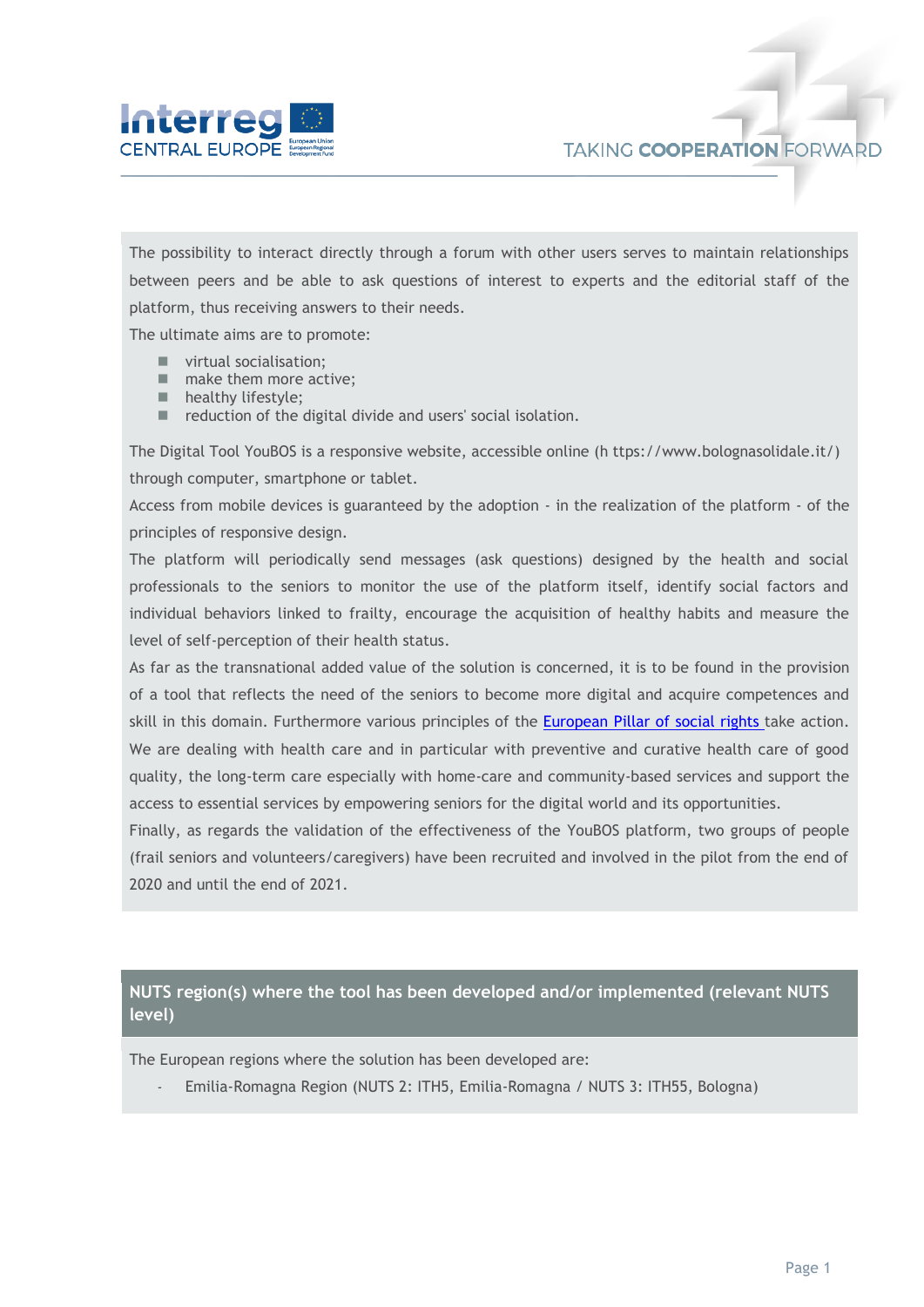The possibility to interact directly through a forum with other users serves to maintain relationships between peers and be able to ask questions of interest to experts and the editorial staff of the platform, thus receiving answers to their needs.

The ultimate aims are to promote:

- virtual socialisation;
- make them more active;
- healthy lifestyle;
- reduction of the digital divide and users' social isolation.

The Digital Tool YouBOS is a responsive website, accessible online (h ttps://www.bolognasolidale.it/) through computer, smartphone or tablet.

Access from mobile devices is guaranteed by the adoption - in the realization of the platform - of the principles of responsive design.

The platform will periodically send messages (ask questions) designed by the health and social professionals to the seniors to monitor the use of the platform itself, identify social factors and individual behaviors linked to frailty, encourage the acquisition of healthy habits and measure the level of self-perception of their health status.

As far as the transnational added value of the solution is concerned, it is to be found in the provision of a tool that reflects the need of the seniors to become more digital and acquire competences and skill in this domain. Furthermore various principles of the European Pillar of social rights take action. We are dealing with health care and in particular with preventive and curative health care of good quality, the long-term care especially with home-care and community-based services and support the access to essential services by empowering seniors for the digital world and its opportunities.

Finally, as regards the validation of the effectiveness of the YouBOS platform, two groups of people (frail seniors and volunteers/caregivers) have been recruited and involved in the pilot from the end of 2020 and until the end of 2021.

## NUTS region(s) where the tool has been developed and/or implemented (relevant NUTS level)

The European regions where the solution has been developed are:

- Emilia-Romagna Region (NUTS 2: ITH5, Emilia-Romagna / NUTS 3: ITH55, Bologna)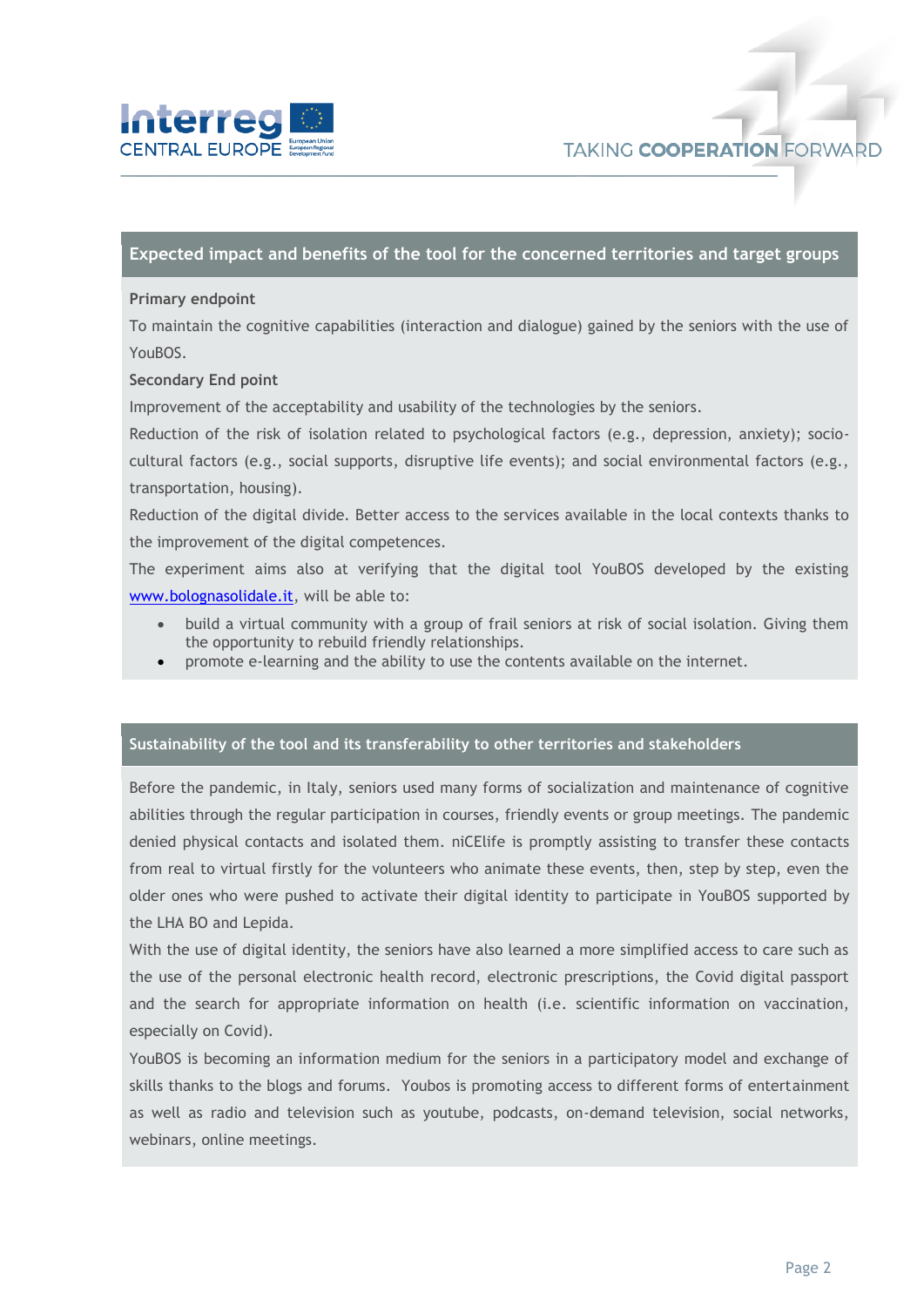## Expected impact and benefits of the tool for the concerned territories and target groups

**Primary endpoint**

To maintain the cognitive capabilities (interaction and dialogue) gained by the seniors with the use of YouBOS.

**Secondary End point**

Improvement of the acceptability and usability of the technologies by the seniors.

Reduction of the risk of isolation related to psychological factors (e.g., depression, anxiety); socio-cultural factors (e.g., social supports, disruptive life events); and social environmental factors (e.g., transportation, housing).

Reduction of the digital divide. Better access to the services available in the local contexts thanks to the improvement of the digital competences.

The experiment aims also at verifying that the digital tool YouBOS developed by the existing [www.bolognasolidale.it](http://www.bolognasolidale.it), will be able to:

- build a virtual community with a group of frail seniors at risk of social isolation. Giving them the opportunity to rebuild friendly relationships.
- promote e-learning and the ability to use the contents available on the internet.

## Sustainability of the tool and its transferability to other territories and stakeholders

Before the pandemic, in Italy, seniors used many forms of socialization and maintenance of cognitive abilities through the regular participation in courses, friendly events or group meetings. The pandemic denied physical contacts and isolated them. niCElife is promptly assisting to transfer these contacts from real to virtual firstly for the volunteers who animate these events, then, step by step, even the older ones who were pushed to activate their digital identity to participate in YouBOS supported by the LHA BO and Lepida.

With the use of digital identity, the seniors have also learned a more simplified access to care such as the use of the personal electronic health record, electronic prescriptions, the Covid digital passport and the search for appropriate information on health (i.e. scientific information on vaccination, especially on Covid).

YouBOS is becoming an information medium for the seniors in a participatory model and exchange of skills thanks to the blogs and forums. Youbos is promoting access to different forms of entertainment as well as radio and television such as youtube, podcasts, on-demand television, social networks, webinars, online meetings.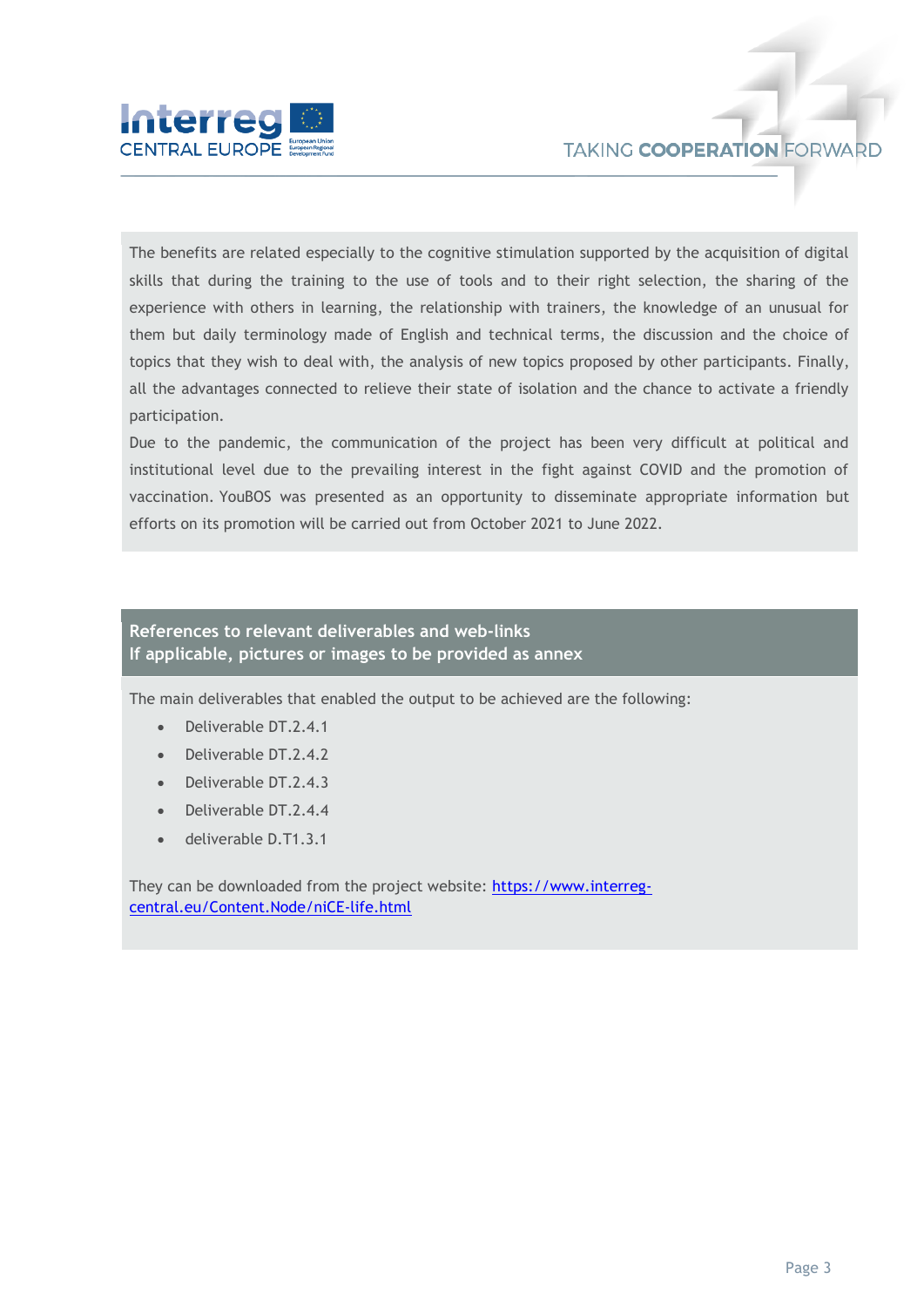The benefits are related especially to the cognitive stimulation supported by the acquisition of digital skills that during the training to the use of tools and to their right selection, the sharing of the experience with others in learning, the relationship with trainers, the knowledge of an unusual for them but daily terminology made of English and technical terms, the discussion and the choice of topics that they wish to deal with, the analysis of new topics proposed by other participants. Finally, all the advantages connected to relieve their state of isolation and the chance to activate a friendly participation.

Due to the pandemic, the communication of the project has been very difficult at political and institutional level due to the prevailing interest in the fight against COVID and the promotion of vaccination. YouBOS was presented as an opportunity to disseminate appropriate information but efforts on its promotion will be carried out from October 2021 to June 2022.

**References to relevant deliverables and web-links**
**If applicable, pictures or images to be provided as annex**

The main deliverables that enabled the output to be achieved are the following:

- Deliverable DT.2.4.1
- Deliverable DT.2.4.2
- Deliverable DT.2.4.3
- Deliverable DT.2.4.4
- deliverable D.T1.3.1

They can be downloaded from the project website: https://www.interreg-central.eu/Content.Node/niCE-life.html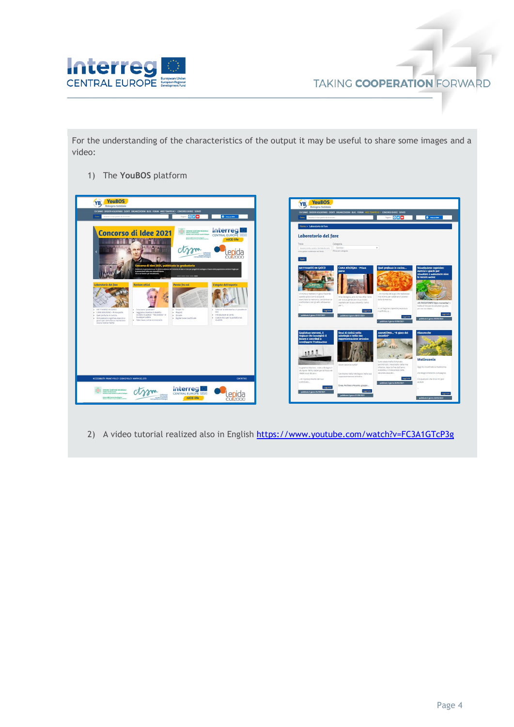For the understanding of the characteristics of the output it may be useful to share some images and a video:

1) The **YouBOS** platform

2) A video tutorial realized also in English https://www.youtube.com/watch?v=FC3A1GTcP3g